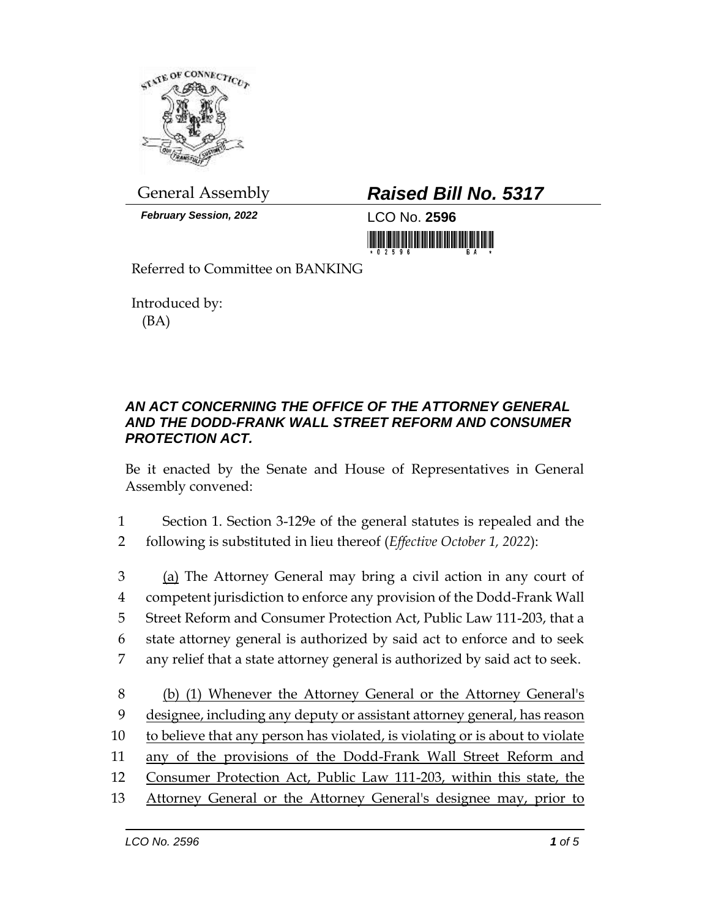General Assembly

***Raised Bill No. 5317***

***February Session, 2022***

LCO No. **2596**

Referred to Committee on BANKING

Introduced by:
(BA)

### *AN ACT CONCERNING THE OFFICE OF THE ATTORNEY GENERAL AND THE DODD-FRANK WALL STREET REFORM AND CONSUMER PROTECTION ACT.*

Be it enacted by the Senate and House of Representatives in General Assembly convened:

1 Section 1. Section 3-129e of the general statutes is repealed and the
2 following is substituted in lieu thereof (*Effective October 1, 2022*):

3 <u>(a)</u> The Attorney General may bring a civil action in any court of
4 competent jurisdiction to enforce any provision of the Dodd-Frank Wall
5 Street Reform and Consumer Protection Act, Public Law 111-203, that a
6 state attorney general is authorized by said act to enforce and to seek
7 any relief that a state attorney general is authorized by said act to seek.

8 <u>(b) (1) Whenever the Attorney General or the Attorney General's</u>
9 <u>designee, including any deputy or assistant attorney general, has reason</u>
10 <u>to believe that any person has violated, is violating or is about to violate</u>
11 <u>any of the provisions of the Dodd-Frank Wall Street Reform and</u>
12 <u>Consumer Protection Act, Public Law 111-203, within this state, the</u>
13 <u>Attorney General or the Attorney General's designee may, prior to</u>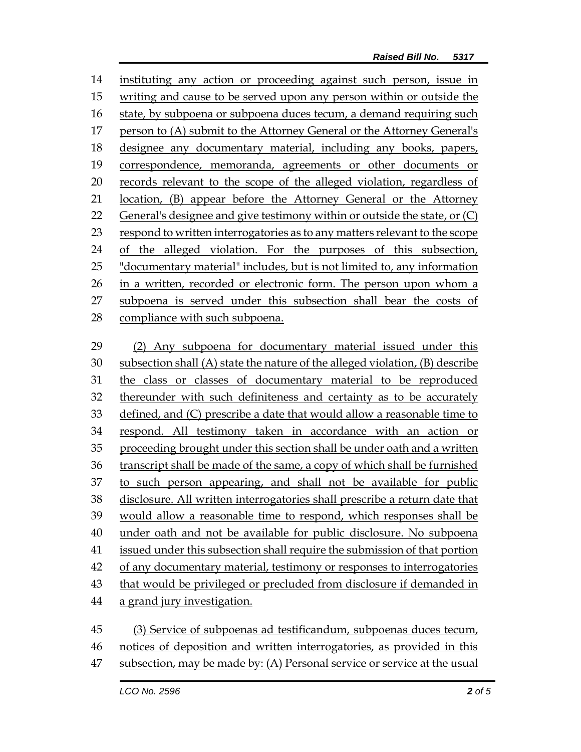instituting any action or proceeding against such person, issue in writing and cause to be served upon any person within or outside the state, by subpoena or subpoena duces tecum, a demand requiring such person to (A) submit to the Attorney General or the Attorney General's designee any documentary material, including any books, papers, correspondence, memoranda, agreements or other documents or records relevant to the scope of the alleged violation, regardless of location, (B) appear before the Attorney General or the Attorney General's designee and give testimony within or outside the state, or (C) respond to written interrogatories as to any matters relevant to the scope of the alleged violation. For the purposes of this subsection, "documentary material" includes, but is not limited to, any information in a written, recorded or electronic form. The person upon whom a subpoena is served under this subsection shall bear the costs of compliance with such subpoena.

(2) Any subpoena for documentary material issued under this subsection shall (A) state the nature of the alleged violation, (B) describe the class or classes of documentary material to be reproduced thereunder with such definiteness and certainty as to be accurately defined, and (C) prescribe a date that would allow a reasonable time to respond. All testimony taken in accordance with an action or proceeding brought under this section shall be under oath and a written transcript shall be made of the same, a copy of which shall be furnished to such person appearing, and shall not be available for public disclosure. All written interrogatories shall prescribe a return date that would allow a reasonable time to respond, which responses shall be under oath and not be available for public disclosure. No subpoena issued under this subsection shall require the submission of that portion of any documentary material, testimony or responses to interrogatories that would be privileged or precluded from disclosure if demanded in a grand jury investigation.

(3) Service of subpoenas ad testificandum, subpoenas duces tecum, notices of deposition and written interrogatories, as provided in this subsection, may be made by: (A) Personal service or service at the usual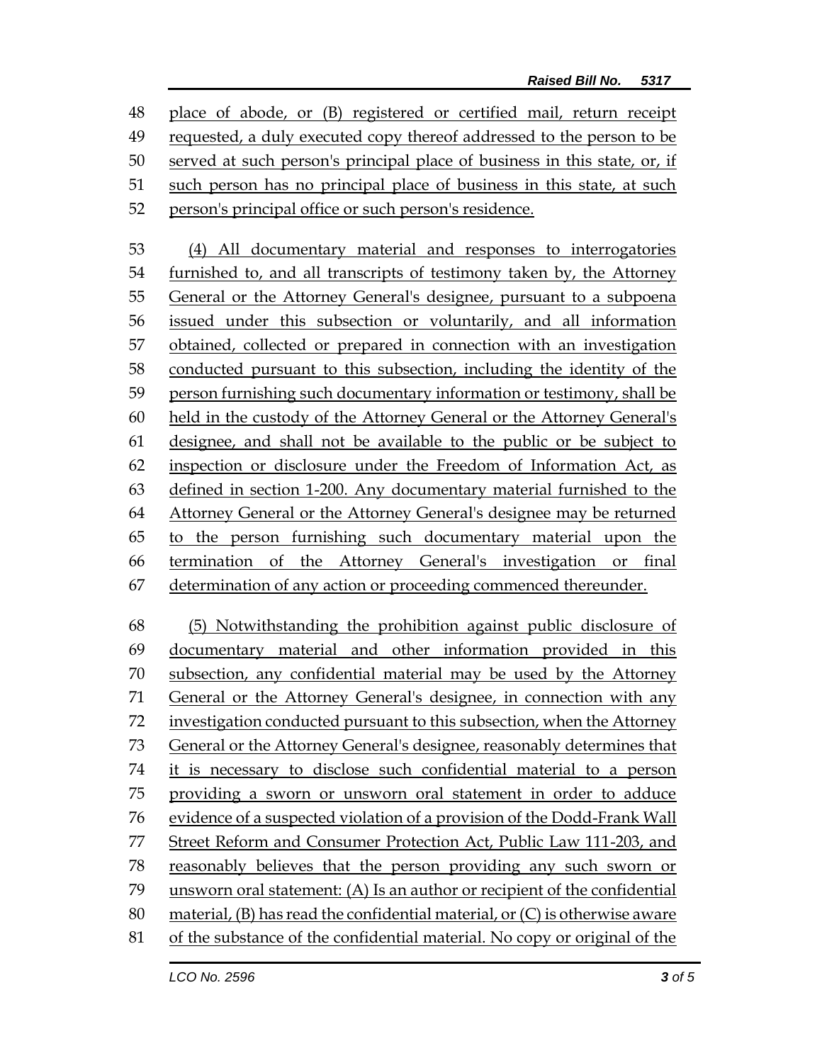place of abode, or (B) registered or certified mail, return receipt requested, a duly executed copy thereof addressed to the person to be served at such person's principal place of business in this state, or, if such person has no principal place of business in this state, at such person's principal office or such person's residence.

(4) All documentary material and responses to interrogatories furnished to, and all transcripts of testimony taken by, the Attorney General or the Attorney General's designee, pursuant to a subpoena issued under this subsection or voluntarily, and all information obtained, collected or prepared in connection with an investigation conducted pursuant to this subsection, including the identity of the person furnishing such documentary information or testimony, shall be held in the custody of the Attorney General or the Attorney General's designee, and shall not be available to the public or be subject to inspection or disclosure under the Freedom of Information Act, as defined in section 1-200. Any documentary material furnished to the Attorney General or the Attorney General's designee may be returned to the person furnishing such documentary material upon the termination of the Attorney General's investigation or final determination of any action or proceeding commenced thereunder.

(5) Notwithstanding the prohibition against public disclosure of documentary material and other information provided in this subsection, any confidential material may be used by the Attorney General or the Attorney General's designee, in connection with any investigation conducted pursuant to this subsection, when the Attorney General or the Attorney General's designee, reasonably determines that it is necessary to disclose such confidential material to a person providing a sworn or unsworn oral statement in order to adduce evidence of a suspected violation of a provision of the Dodd-Frank Wall Street Reform and Consumer Protection Act, Public Law 111-203, and reasonably believes that the person providing any such sworn or unsworn oral statement: (A) Is an author or recipient of the confidential material, (B) has read the confidential material, or (C) is otherwise aware of the substance of the confidential material. No copy or original of the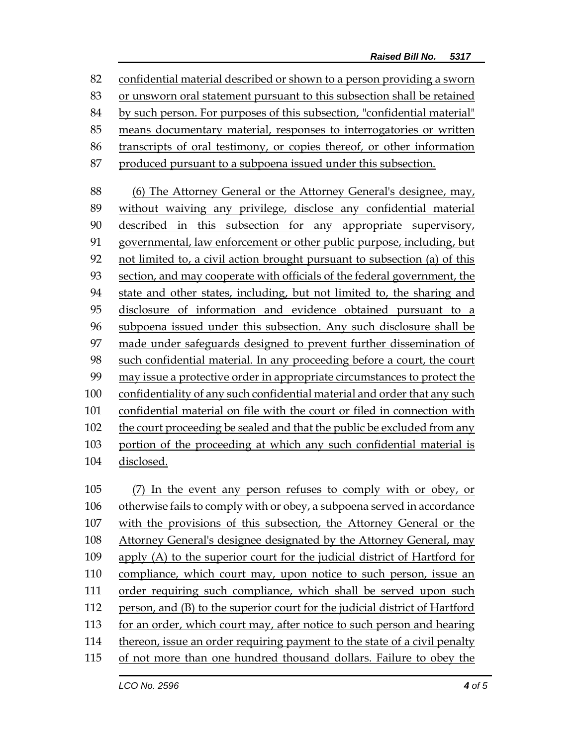confidential material described or shown to a person providing a sworn or unsworn oral statement pursuant to this subsection shall be retained by such person. For purposes of this subsection, "confidential material" means documentary material, responses to interrogatories or written transcripts of oral testimony, or copies thereof, or other information produced pursuant to a subpoena issued under this subsection.

(6) The Attorney General or the Attorney General's designee, may, without waiving any privilege, disclose any confidential material described in this subsection for any appropriate supervisory, governmental, law enforcement or other public purpose, including, but not limited to, a civil action brought pursuant to subsection (a) of this section, and may cooperate with officials of the federal government, the state and other states, including, but not limited to, the sharing and disclosure of information and evidence obtained pursuant to a subpoena issued under this subsection. Any such disclosure shall be made under safeguards designed to prevent further dissemination of such confidential material. In any proceeding before a court, the court may issue a protective order in appropriate circumstances to protect the confidentiality of any such confidential material and order that any such confidential material on file with the court or filed in connection with the court proceeding be sealed and that the public be excluded from any portion of the proceeding at which any such confidential material is disclosed.

(7) In the event any person refuses to comply with or obey, or otherwise fails to comply with or obey, a subpoena served in accordance with the provisions of this subsection, the Attorney General or the Attorney General's designee designated by the Attorney General, may apply (A) to the superior court for the judicial district of Hartford for compliance, which court may, upon notice to such person, issue an order requiring such compliance, which shall be served upon such person, and (B) to the superior court for the judicial district of Hartford for an order, which court may, after notice to such person and hearing thereon, issue an order requiring payment to the state of a civil penalty of not more than one hundred thousand dollars. Failure to obey the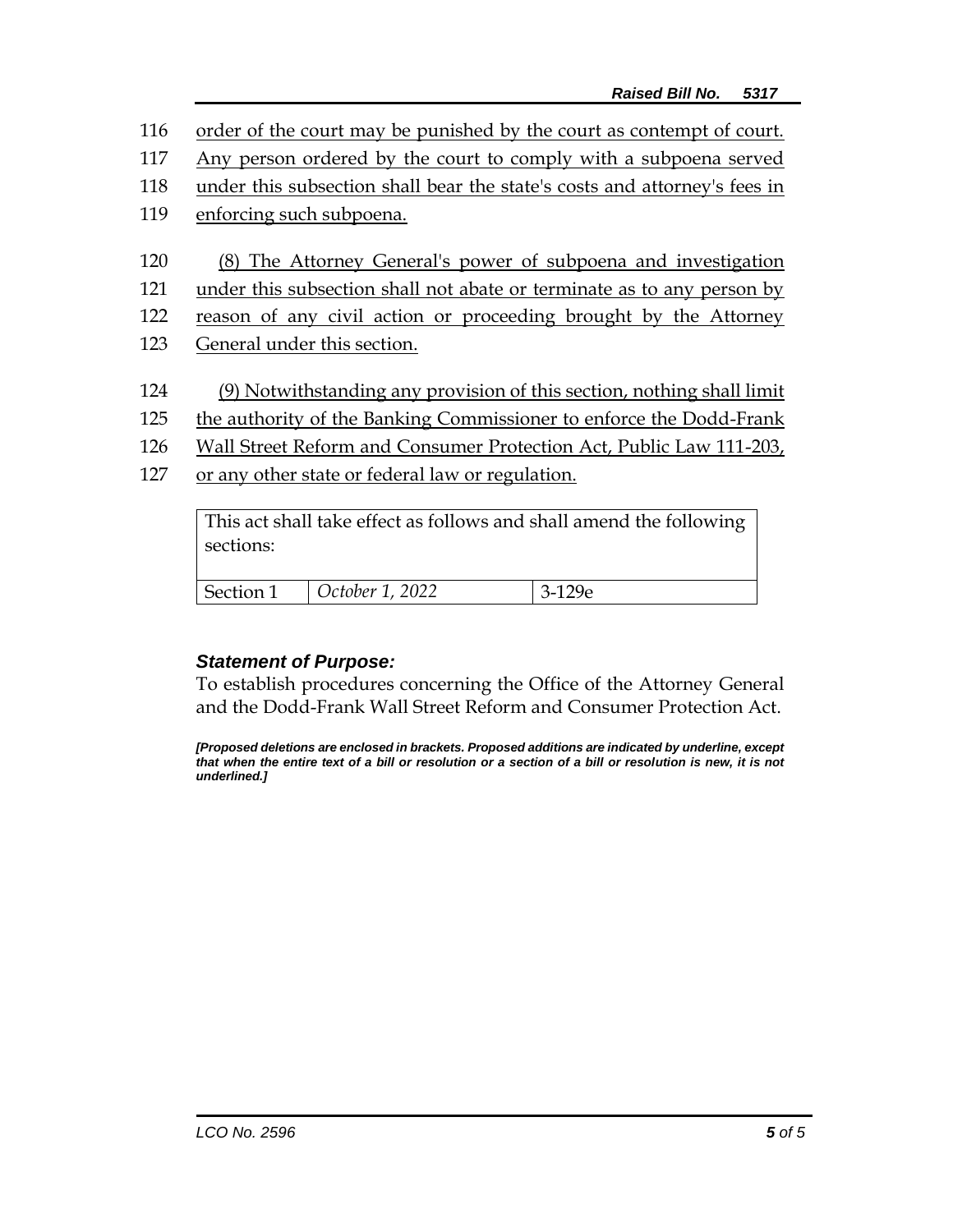116 order of the court may be punished by the court as contempt of court.
117 Any person ordered by the court to comply with a subpoena served
118 under this subsection shall bear the state's costs and attorney's fees in
119 enforcing such subpoena.

120 (8) The Attorney General's power of subpoena and investigation
121 under this subsection shall not abate or terminate as to any person by
122 reason of any civil action or proceeding brought by the Attorney
123 General under this section.

124 (9) Notwithstanding any provision of this section, nothing shall limit
125 the authority of the Banking Commissioner to enforce the Dodd-Frank
126 Wall Street Reform and Consumer Protection Act, Public Law 111-203,
127 or any other state or federal law or regulation.

| This act shall take effect as follows and shall amend the following sections: | | |
|---|---|---|
| Section 1 | *October 1, 2022* | 3-129e |

### *Statement of Purpose:*

To establish procedures concerning the Office of the Attorney General and the Dodd-Frank Wall Street Reform and Consumer Protection Act.

***[Proposed deletions are enclosed in brackets. Proposed additions are indicated by underline, except that when the entire text of a bill or resolution or a section of a bill or resolution is new, it is not underlined.]***